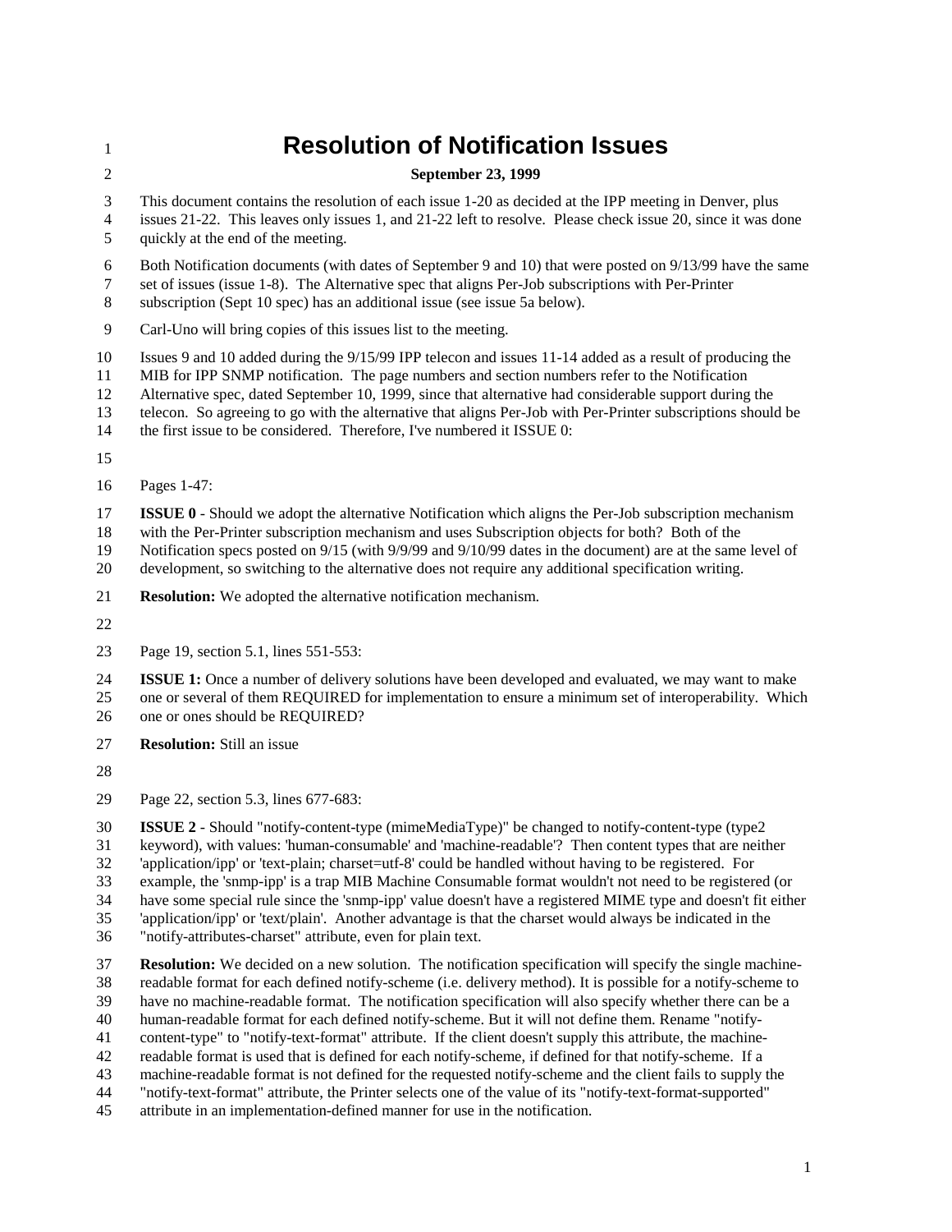# Resolution of Notification Issues

**September 23, 1999**

This document contains the resolution of each issue 1-20 as decided at the IPP meeting in Denver, plus issues 21-22. This leaves only issues 1, and 21-22 left to resolve. Please check issue 20, since it was done quickly at the end of the meeting.

Both Notification documents (with dates of September 9 and 10) that were posted on 9/13/99 have the same set of issues (issue 1-8). The Alternative spec that aligns Per-Job subscriptions with Per-Printer subscription (Sept 10 spec) has an additional issue (see issue 5a below).

Carl-Uno will bring copies of this issues list to the meeting.

Issues 9 and 10 added during the 9/15/99 IPP telecon and issues 11-14 added as a result of producing the MIB for IPP SNMP notification. The page numbers and section numbers refer to the Notification Alternative spec, dated September 10, 1999, since that alternative had considerable support during the telecon. So agreeing to go with the alternative that aligns Per-Job with Per-Printer subscriptions should be the first issue to be considered. Therefore, I've numbered it ISSUE 0:

Pages 1-47:

**ISSUE 0** - Should we adopt the alternative Notification which aligns the Per-Job subscription mechanism with the Per-Printer subscription mechanism and uses Subscription objects for both? Both of the Notification specs posted on 9/15 (with 9/9/99 and 9/10/99 dates in the document) are at the same level of development, so switching to the alternative does not require any additional specification writing.

**Resolution:** We adopted the alternative notification mechanism.

Page 19, section 5.1, lines 551-553:

**ISSUE 1:** Once a number of delivery solutions have been developed and evaluated, we may want to make one or several of them REQUIRED for implementation to ensure a minimum set of interoperability. Which one or ones should be REQUIRED?

**Resolution:** Still an issue

Page 22, section 5.3, lines 677-683:

**ISSUE 2** - Should "notify-content-type (mimeMediaType)" be changed to notify-content-type (type2 keyword), with values: 'human-consumable' and 'machine-readable'? Then content types that are neither 'application/ipp' or 'text-plain; charset=utf-8' could be handled without having to be registered. For example, the 'snmp-ipp' is a trap MIB Machine Consumable format wouldn't not need to be registered (or have some special rule since the 'snmp-ipp' value doesn't have a registered MIME type and doesn't fit either 'application/ipp' or 'text/plain'. Another advantage is that the charset would always be indicated in the "notify-attributes-charset" attribute, even for plain text.

**Resolution:** We decided on a new solution. The notification specification will specify the single machine-readable format for each defined notify-scheme (i.e. delivery method). It is possible for a notify-scheme to have no machine-readable format. The notification specification will also specify whether there can be a human-readable format for each defined notify-scheme. But it will not define them. Rename "notify-content-type" to "notify-text-format" attribute. If the client doesn't supply this attribute, the machine-readable format is used that is defined for each notify-scheme, if defined for that notify-scheme. If a machine-readable format is not defined for the requested notify-scheme and the client fails to supply the "notify-text-format" attribute, the Printer selects one of the value of its "notify-text-format-supported" attribute in an implementation-defined manner for use in the notification.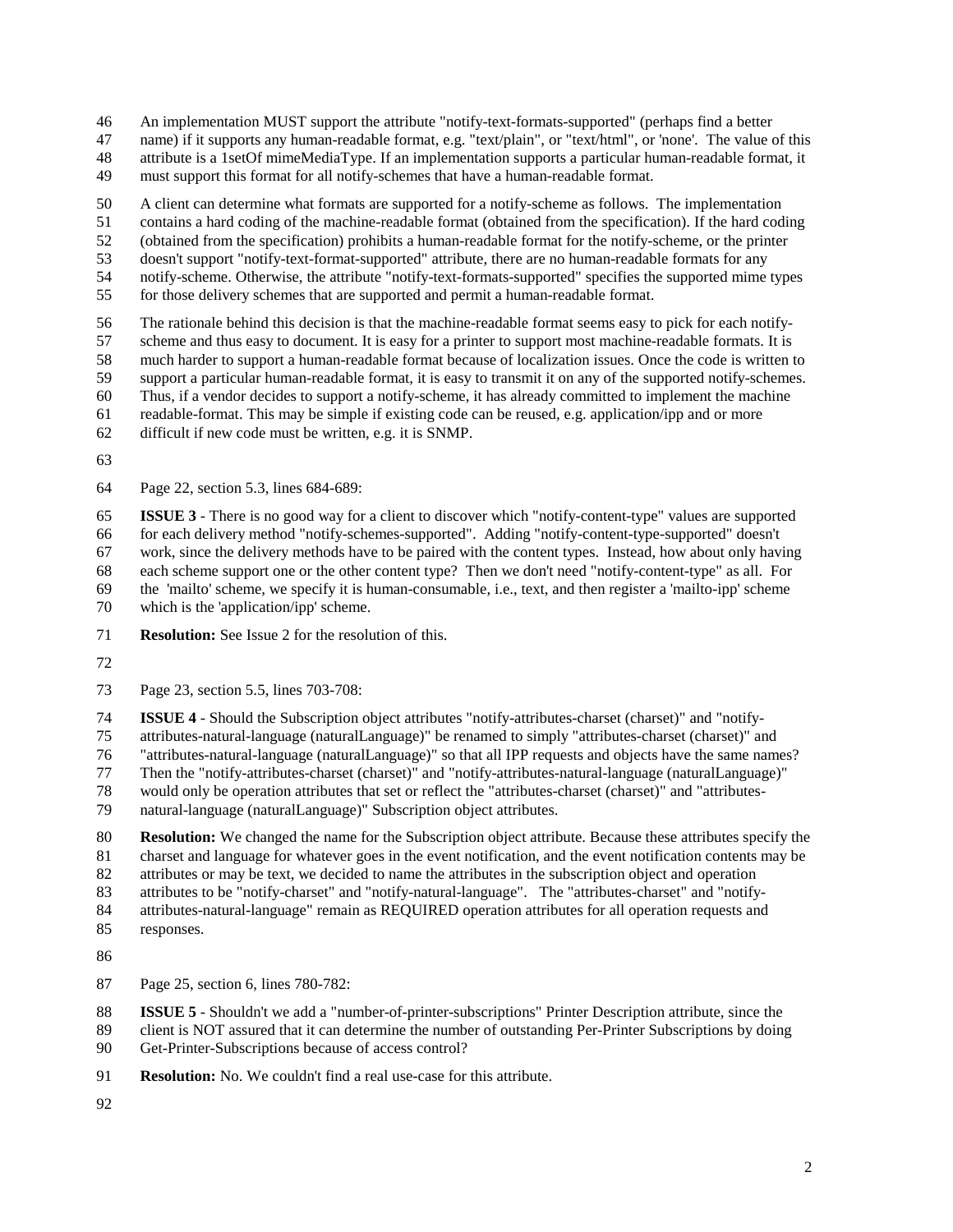An implementation MUST support the attribute "notify-text-formats-supported" (perhaps find a better name) if it supports any human-readable format, e.g. "text/plain", or "text/html", or 'none'. The value of this attribute is a 1setOf mimeMediaType. If an implementation supports a particular human-readable format, it must support this format for all notify-schemes that have a human-readable format.

A client can determine what formats are supported for a notify-scheme as follows. The implementation contains a hard coding of the machine-readable format (obtained from the specification). If the hard coding (obtained from the specification) prohibits a human-readable format for the notify-scheme, or the printer doesn't support "notify-text-format-supported" attribute, there are no human-readable formats for any notify-scheme. Otherwise, the attribute "notify-text-formats-supported" specifies the supported mime types for those delivery schemes that are supported and permit a human-readable format.

The rationale behind this decision is that the machine-readable format seems easy to pick for each notify-scheme and thus easy to document. It is easy for a printer to support most machine-readable formats. It is much harder to support a human-readable format because of localization issues. Once the code is written to support a particular human-readable format, it is easy to transmit it on any of the supported notify-schemes. Thus, if a vendor decides to support a notify-scheme, it has already committed to implement the machine readable-format. This may be simple if existing code can be reused, e.g. application/ipp and or more difficult if new code must be written, e.g. it is SNMP.

Page 22, section 5.3, lines 684-689:

**ISSUE 3** - There is no good way for a client to discover which "notify-content-type" values are supported for each delivery method "notify-schemes-supported". Adding "notify-content-type-supported" doesn't work, since the delivery methods have to be paired with the content types. Instead, how about only having each scheme support one or the other content type? Then we don't need "notify-content-type" as all. For the 'mailto' scheme, we specify it is human-consumable, i.e., text, and then register a 'mailto-ipp' scheme which is the 'application/ipp' scheme.

**Resolution:** See Issue 2 for the resolution of this.

Page 23, section 5.5, lines 703-708:

**ISSUE 4** - Should the Subscription object attributes "notify-attributes-charset (charset)" and "notify-attributes-natural-language (naturalLanguage)" be renamed to simply "attributes-charset (charset)" and "attributes-natural-language (naturalLanguage)" so that all IPP requests and objects have the same names? Then the "notify-attributes-charset (charset)" and "notify-attributes-natural-language (naturalLanguage)" would only be operation attributes that set or reflect the "attributes-charset (charset)" and "attributes-natural-language (naturalLanguage)" Subscription object attributes.

**Resolution:** We changed the name for the Subscription object attribute. Because these attributes specify the charset and language for whatever goes in the event notification, and the event notification contents may be attributes or may be text, we decided to name the attributes in the subscription object and operation attributes to be "notify-charset" and "notify-natural-language". The "attributes-charset" and "notify-attributes-natural-language" remain as REQUIRED operation attributes for all operation requests and responses.

Page 25, section 6, lines 780-782:

**ISSUE 5** - Shouldn't we add a "number-of-printer-subscriptions" Printer Description attribute, since the client is NOT assured that it can determine the number of outstanding Per-Printer Subscriptions by doing Get-Printer-Subscriptions because of access control?

**Resolution:** No. We couldn't find a real use-case for this attribute.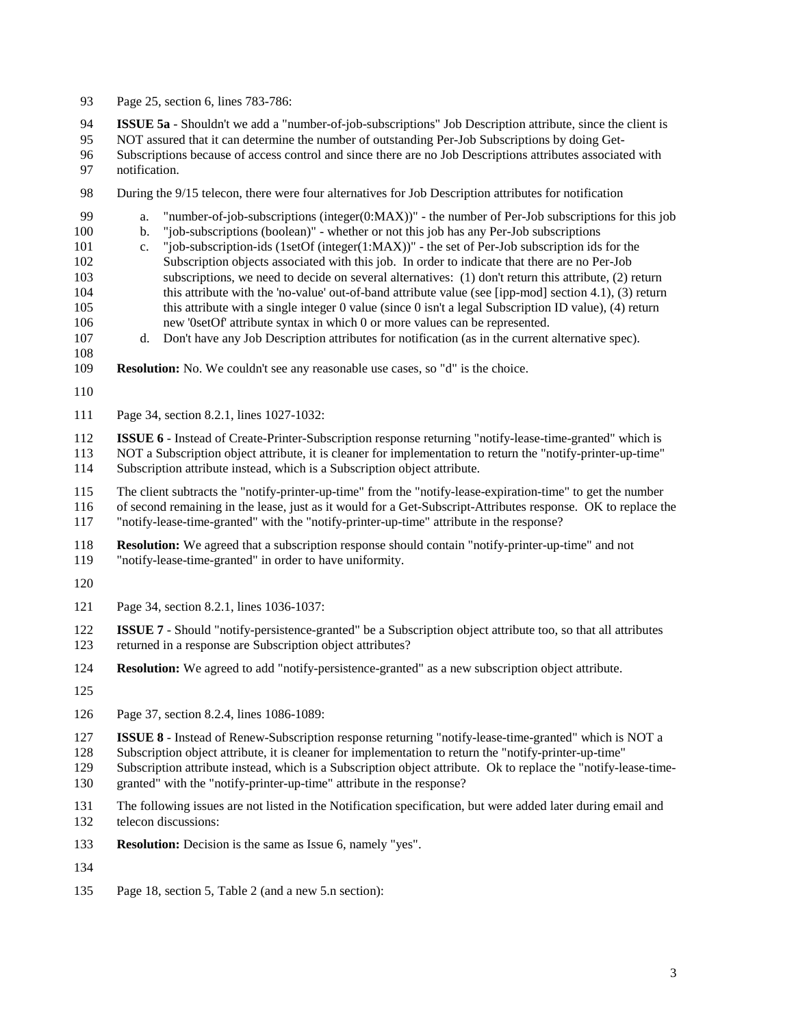Page 25, section 6, lines 783-786:

**ISSUE 5a** - Shouldn't we add a "number-of-job-subscriptions" Job Description attribute, since the client is NOT assured that it can determine the number of outstanding Per-Job Subscriptions by doing Get-Subscriptions because of access control and since there are no Job Descriptions attributes associated with notification.

During the 9/15 telecon, there were four alternatives for Job Description attributes for notification

a. "number-of-job-subscriptions (integer(0:MAX))" - the number of Per-Job subscriptions for this job
b. "job-subscriptions (boolean)" - whether or not this job has any Per-Job subscriptions
c. "job-subscription-ids (1setOf (integer(1:MAX))" - the set of Per-Job subscription ids for the Subscription objects associated with this job. In order to indicate that there are no Per-Job subscriptions, we need to decide on several alternatives: (1) don't return this attribute, (2) return this attribute with the 'no-value' out-of-band attribute value (see [ipp-mod] section 4.1), (3) return this attribute with a single integer 0 value (since 0 isn't a legal Subscription ID value), (4) return new '0setOf' attribute syntax in which 0 or more values can be represented.
d. Don't have any Job Description attributes for notification (as in the current alternative spec).

**Resolution:** No. We couldn't see any reasonable use cases, so "d" is the choice.

Page 34, section 8.2.1, lines 1027-1032:

**ISSUE 6** - Instead of Create-Printer-Subscription response returning "notify-lease-time-granted" which is NOT a Subscription object attribute, it is cleaner for implementation to return the "notify-printer-up-time" Subscription attribute instead, which is a Subscription object attribute.

The client subtracts the "notify-printer-up-time" from the "notify-lease-expiration-time" to get the number of second remaining in the lease, just as it would for a Get-Subscript-Attributes response. OK to replace the "notify-lease-time-granted" with the "notify-printer-up-time" attribute in the response?

**Resolution:** We agreed that a subscription response should contain "notify-printer-up-time" and not "notify-lease-time-granted" in order to have uniformity.

Page 34, section 8.2.1, lines 1036-1037:

**ISSUE 7** - Should "notify-persistence-granted" be a Subscription object attribute too, so that all attributes returned in a response are Subscription object attributes?

**Resolution:** We agreed to add "notify-persistence-granted" as a new subscription object attribute.

Page 37, section 8.2.4, lines 1086-1089:

**ISSUE 8** - Instead of Renew-Subscription response returning "notify-lease-time-granted" which is NOT a Subscription object attribute, it is cleaner for implementation to return the "notify-printer-up-time" Subscription attribute instead, which is a Subscription object attribute. Ok to replace the "notify-lease-time-granted" with the "notify-printer-up-time" attribute in the response?

The following issues are not listed in the Notification specification, but were added later during email and telecon discussions:

**Resolution:** Decision is the same as Issue 6, namely "yes".

Page 18, section 5, Table 2 (and a new 5.n section):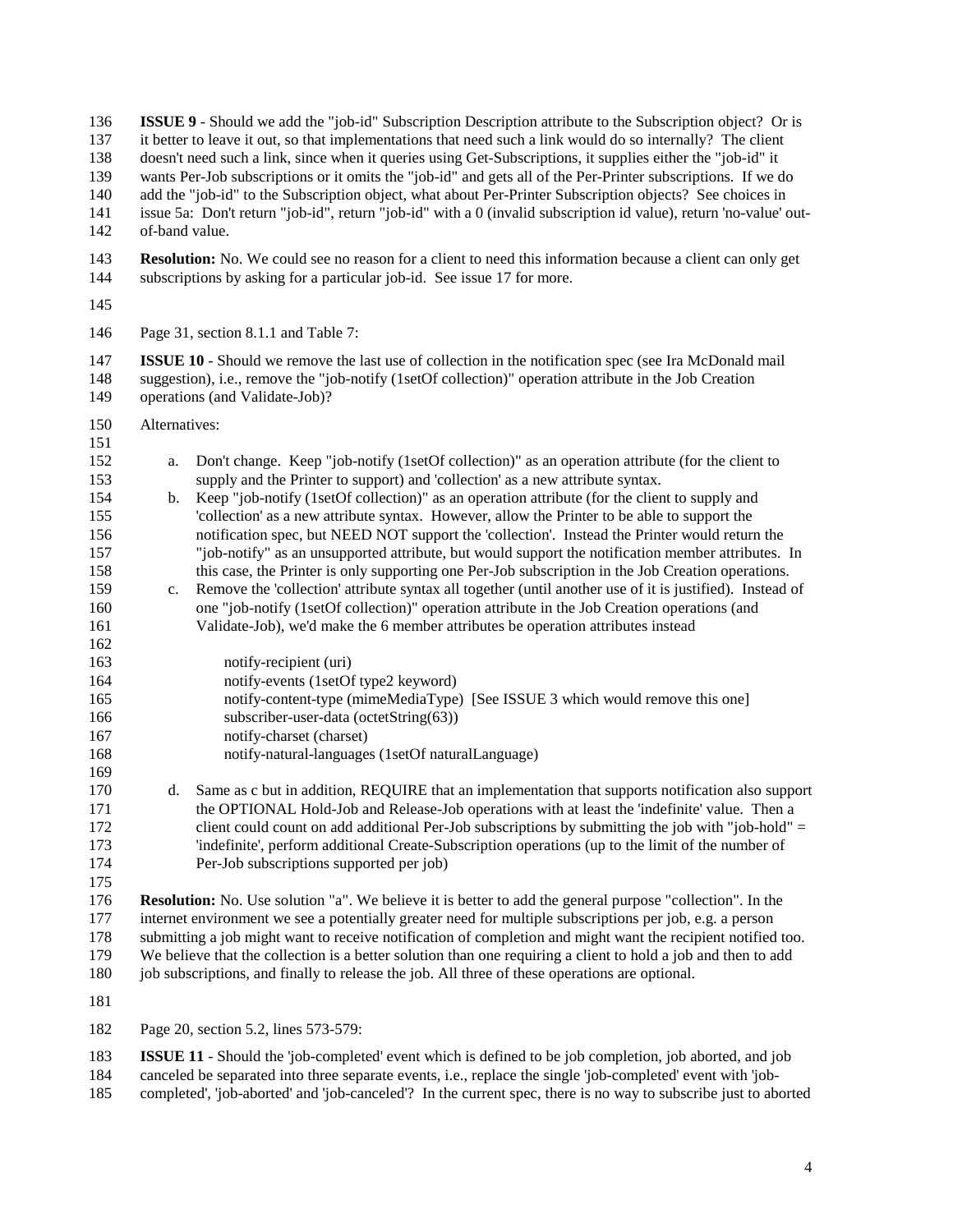**ISSUE 9** - Should we add the "job-id" Subscription Description attribute to the Subscription object? Or is it better to leave it out, so that implementations that need such a link would do so internally? The client doesn't need such a link, since when it queries using Get-Subscriptions, it supplies either the "job-id" it wants Per-Job subscriptions or it omits the "job-id" and gets all of the Per-Printer subscriptions. If we do add the "job-id" to the Subscription object, what about Per-Printer Subscription objects? See choices in issue 5a: Don't return "job-id", return "job-id" with a 0 (invalid subscription id value), return 'no-value' out-of-band value.

**Resolution:** No. We could see no reason for a client to need this information because a client can only get subscriptions by asking for a particular job-id. See issue 17 for more.

Page 31, section 8.1.1 and Table 7:

**ISSUE 10** - Should we remove the last use of collection in the notification spec (see Ira McDonald mail suggestion), i.e., remove the "job-notify (1setOf collection)" operation attribute in the Job Creation operations (and Validate-Job)?

Alternatives:

a. Don't change. Keep "job-notify (1setOf collection)" as an operation attribute (for the client to supply and the Printer to support) and 'collection' as a new attribute syntax.
b. Keep "job-notify (1setOf collection)" as an operation attribute (for the client to supply and 'collection' as a new attribute syntax. However, allow the Printer to be able to support the notification spec, but NEED NOT support the 'collection'. Instead the Printer would return the "job-notify" as an unsupported attribute, but would support the notification member attributes. In this case, the Printer is only supporting one Per-Job subscription in the Job Creation operations.
c. Remove the 'collection' attribute syntax all together (until another use of it is justified). Instead of one "job-notify (1setOf collection)" operation attribute in the Job Creation operations (and Validate-Job), we'd make the 6 member attributes be operation attributes instead

   notify-recipient (uri)
   notify-events (1setOf type2 keyword)
   notify-content-type (mimeMediaType) [See ISSUE 3 which would remove this one]
   subscriber-user-data (octetString(63))
   notify-charset (charset)
   notify-natural-languages (1setOf naturalLanguage)

d. Same as c but in addition, REQUIRE that an implementation that supports notification also support the OPTIONAL Hold-Job and Release-Job operations with at least the 'indefinite' value. Then a client could count on add additional Per-Job subscriptions by submitting the job with "job-hold" = 'indefinite', perform additional Create-Subscription operations (up to the limit of the number of Per-Job subscriptions supported per job)

**Resolution:** No. Use solution "a". We believe it is better to add the general purpose "collection". In the internet environment we see a potentially greater need for multiple subscriptions per job, e.g. a person submitting a job might want to receive notification of completion and might want the recipient notified too. We believe that the collection is a better solution than one requiring a client to hold a job and then to add job subscriptions, and finally to release the job. All three of these operations are optional.

Page 20, section 5.2, lines 573-579:

**ISSUE 11** - Should the 'job-completed' event which is defined to be job completion, job aborted, and job canceled be separated into three separate events, i.e., replace the single 'job-completed' event with 'job-completed', 'job-aborted' and 'job-canceled'? In the current spec, there is no way to subscribe just to aborted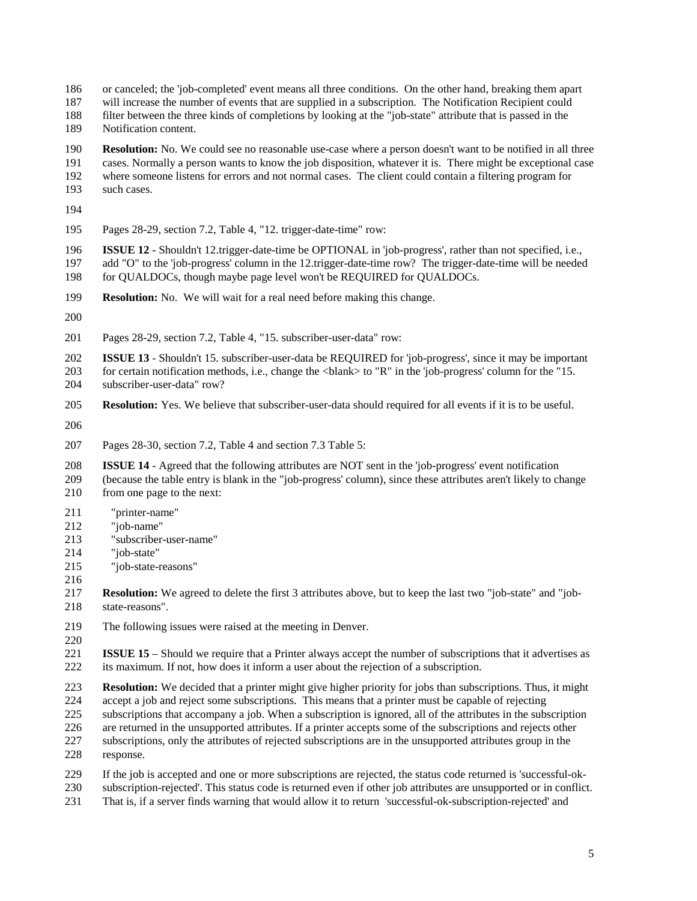or canceled; the 'job-completed' event means all three conditions. On the other hand, breaking them apart will increase the number of events that are supplied in a subscription. The Notification Recipient could filter between the three kinds of completions by looking at the "job-state" attribute that is passed in the Notification content.

**Resolution:** No. We could see no reasonable use-case where a person doesn't want to be notified in all three cases. Normally a person wants to know the job disposition, whatever it is. There might be exceptional case where someone listens for errors and not normal cases. The client could contain a filtering program for such cases.

Pages 28-29, section 7.2, Table 4, "12. trigger-date-time" row:

**ISSUE 12** - Shouldn't 12.trigger-date-time be OPTIONAL in 'job-progress', rather than not specified, i.e., add "O" to the 'job-progress' column in the 12.trigger-date-time row? The trigger-date-time will be needed for QUALDOCs, though maybe page level won't be REQUIRED for QUALDOCs.

**Resolution:** No. We will wait for a real need before making this change.

Pages 28-29, section 7.2, Table 4, "15. subscriber-user-data" row:

**ISSUE 13** - Shouldn't 15. subscriber-user-data be REQUIRED for 'job-progress', since it may be important for certain notification methods, i.e., change the <blank> to "R" in the 'job-progress' column for the "15. subscriber-user-data" row?

**Resolution:** Yes. We believe that subscriber-user-data should required for all events if it is to be useful.

Pages 28-30, section 7.2, Table 4 and section 7.3 Table 5:

**ISSUE 14** - Agreed that the following attributes are NOT sent in the 'job-progress' event notification (because the table entry is blank in the "job-progress' column), since these attributes aren't likely to change from one page to the next:

- "printer-name"
- "job-name"
- "subscriber-user-name"
- "job-state"
- "job-state-reasons"

**Resolution:** We agreed to delete the first 3 attributes above, but to keep the last two "job-state" and "job-state-reasons".

The following issues were raised at the meeting in Denver.

**ISSUE 15** – Should we require that a Printer always accept the number of subscriptions that it advertises as its maximum. If not, how does it inform a user about the rejection of a subscription.

**Resolution:** We decided that a printer might give higher priority for jobs than subscriptions. Thus, it might accept a job and reject some subscriptions. This means that a printer must be capable of rejecting subscriptions that accompany a job. When a subscription is ignored, all of the attributes in the subscription are returned in the unsupported attributes. If a printer accepts some of the subscriptions and rejects other subscriptions, only the attributes of rejected subscriptions are in the unsupported attributes group in the response.

If the job is accepted and one or more subscriptions are rejected, the status code returned is 'successful-ok-subscription-rejected'. This status code is returned even if other job attributes are unsupported or in conflict. That is, if a server finds warning that would allow it to return 'successful-ok-subscription-rejected' and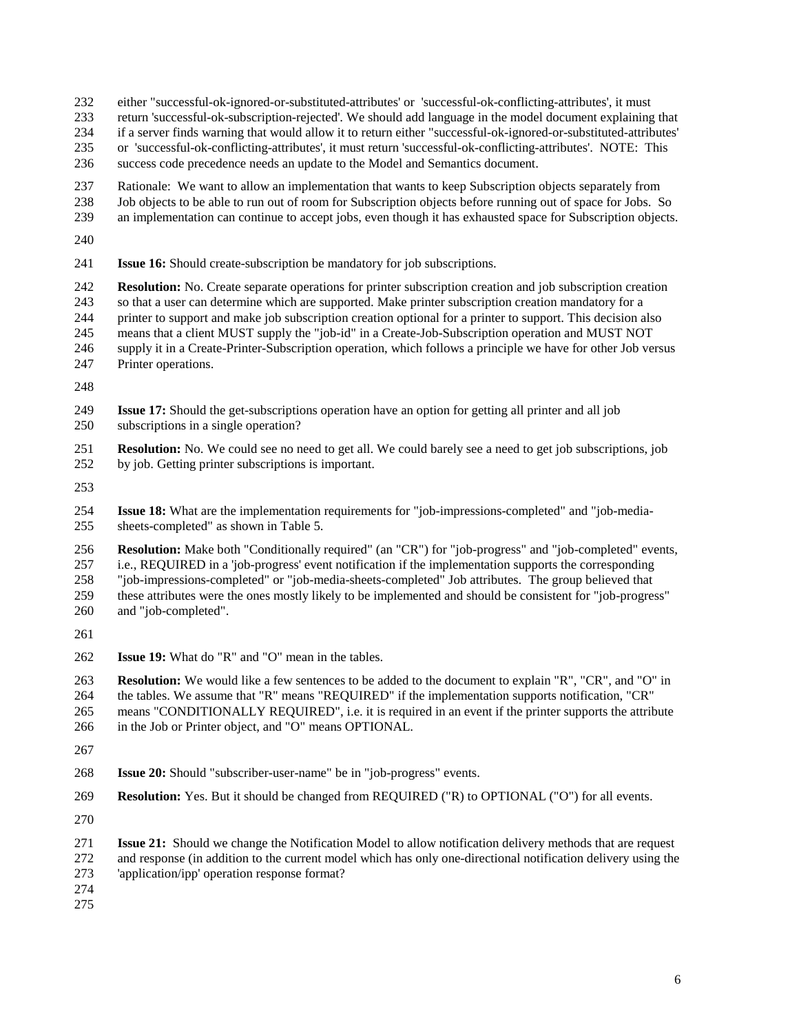either "successful-ok-ignored-or-substituted-attributes' or 'successful-ok-conflicting-attributes', it must return 'successful-ok-subscription-rejected'. We should add language in the model document explaining that if a server finds warning that would allow it to return either "successful-ok-ignored-or-substituted-attributes' or 'successful-ok-conflicting-attributes', it must return 'successful-ok-conflicting-attributes'. NOTE: This success code precedence needs an update to the Model and Semantics document.

Rationale: We want to allow an implementation that wants to keep Subscription objects separately from Job objects to be able to run out of room for Subscription objects before running out of space for Jobs. So an implementation can continue to accept jobs, even though it has exhausted space for Subscription objects.

**Issue 16:** Should create-subscription be mandatory for job subscriptions.

**Resolution:** No. Create separate operations for printer subscription creation and job subscription creation so that a user can determine which are supported. Make printer subscription creation mandatory for a printer to support and make job subscription creation optional for a printer to support. This decision also means that a client MUST supply the "job-id" in a Create-Job-Subscription operation and MUST NOT supply it in a Create-Printer-Subscription operation, which follows a principle we have for other Job versus Printer operations.

**Issue 17:** Should the get-subscriptions operation have an option for getting all printer and all job subscriptions in a single operation?

**Resolution:** No. We could see no need to get all. We could barely see a need to get job subscriptions, job by job. Getting printer subscriptions is important.

**Issue 18:** What are the implementation requirements for "job-impressions-completed" and "job-media-sheets-completed" as shown in Table 5.

**Resolution:** Make both "Conditionally required" (an "CR") for "job-progress" and "job-completed" events, i.e., REQUIRED in a 'job-progress' event notification if the implementation supports the corresponding "job-impressions-completed" or "job-media-sheets-completed" Job attributes. The group believed that these attributes were the ones mostly likely to be implemented and should be consistent for "job-progress" and "job-completed".

**Issue 19:** What do "R" and "O" mean in the tables.

**Resolution:** We would like a few sentences to be added to the document to explain "R", "CR", and "O" in the tables. We assume that "R" means "REQUIRED" if the implementation supports notification, "CR" means "CONDITIONALLY REQUIRED", i.e. it is required in an event if the printer supports the attribute in the Job or Printer object, and "O" means OPTIONAL.

**Issue 20:** Should "subscriber-user-name" be in "job-progress" events.

**Resolution:** Yes. But it should be changed from REQUIRED ("R) to OPTIONAL ("O") for all events.

**Issue 21:** Should we change the Notification Model to allow notification delivery methods that are request and response (in addition to the current model which has only one-directional notification delivery using the 'application/ipp' operation response format?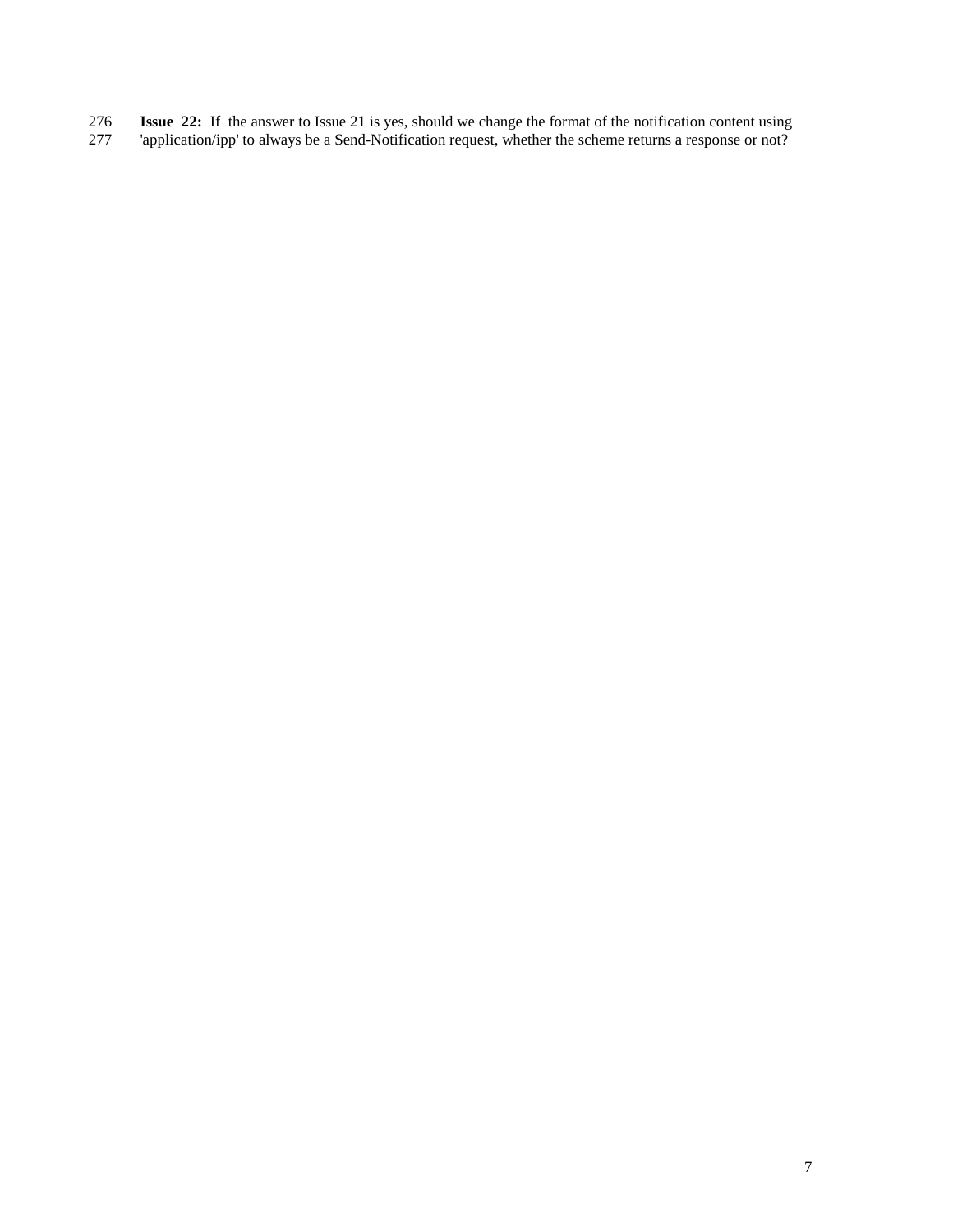**Issue 22:** If the answer to Issue 21 is yes, should we change the format of the notification content using 'application/ipp' to always be a Send-Notification request, whether the scheme returns a response or not?